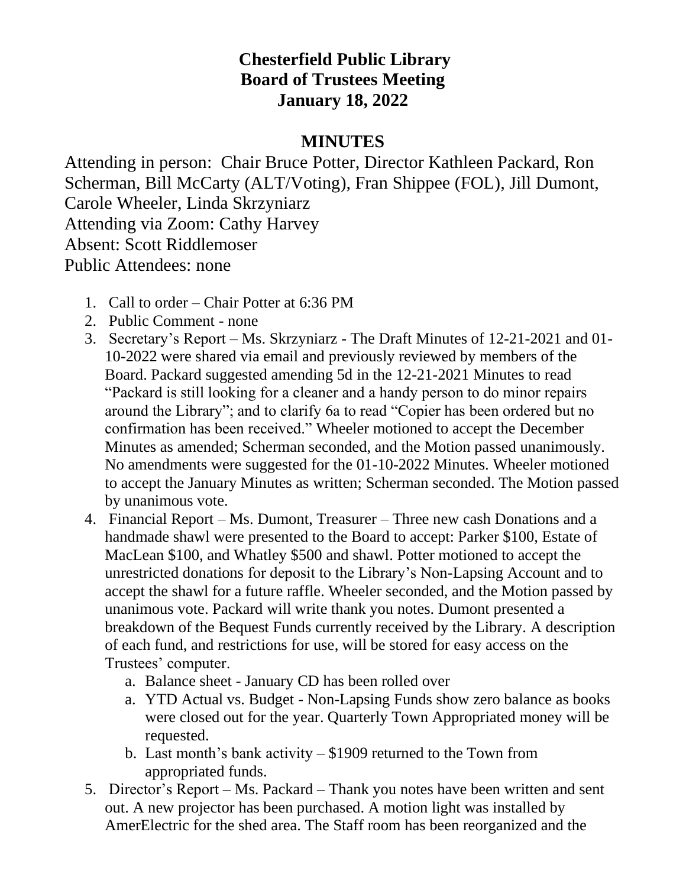# Chesterfield Public Library
## Board of Trustees Meeting
## January 18, 2022

## MINUTES

Attending in person: Chair Bruce Potter, Director Kathleen Packard, Ron Scherman, Bill McCarty (ALT/Voting), Fran Shippee (FOL), Jill Dumont, Carole Wheeler, Linda Skrzyniarz
Attending via Zoom: Cathy Harvey
Absent: Scott Riddlemoser
Public Attendees: none

1. Call to order – Chair Potter at 6:36 PM
2. Public Comment - none
3. Secretary's Report – Ms. Skrzyniarz - The Draft Minutes of 12-21-2021 and 01-10-2022 were shared via email and previously reviewed by members of the Board. Packard suggested amending 5d in the 12-21-2021 Minutes to read "Packard is still looking for a cleaner and a handy person to do minor repairs around the Library"; and to clarify 6a to read "Copier has been ordered but no confirmation has been received." Wheeler motioned to accept the December Minutes as amended; Scherman seconded, and the Motion passed unanimously. No amendments were suggested for the 01-10-2022 Minutes. Wheeler motioned to accept the January Minutes as written; Scherman seconded. The Motion passed by unanimous vote.
4. Financial Report – Ms. Dumont, Treasurer – Three new cash Donations and a handmade shawl were presented to the Board to accept: Parker $100, Estate of MacLean $100, and Whatley $500 and shawl. Potter motioned to accept the unrestricted donations for deposit to the Library's Non-Lapsing Account and to accept the shawl for a future raffle. Wheeler seconded, and the Motion passed by unanimous vote. Packard will write thank you notes. Dumont presented a breakdown of the Bequest Funds currently received by the Library. A description of each fund, and restrictions for use, will be stored for easy access on the Trustees' computer.
   a. Balance sheet - January CD has been rolled over
   a. YTD Actual vs. Budget - Non-Lapsing Funds show zero balance as books were closed out for the year. Quarterly Town Appropriated money will be requested.
   b. Last month's bank activity – $1909 returned to the Town from appropriated funds.
5. Director's Report – Ms. Packard – Thank you notes have been written and sent out. A new projector has been purchased. A motion light was installed by AmerElectric for the shed area. The Staff room has been reorganized and the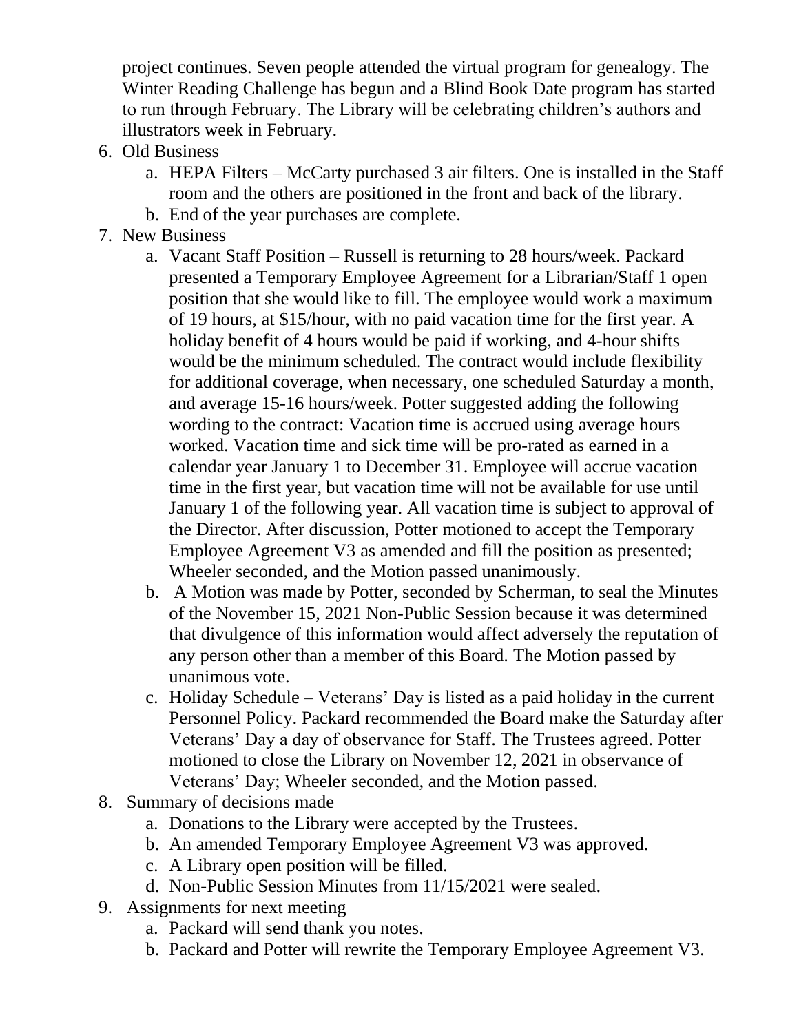project continues. Seven people attended the virtual program for genealogy. The Winter Reading Challenge has begun and a Blind Book Date program has started to run through February. The Library will be celebrating children's authors and illustrators week in February.

6. Old Business
   a. HEPA Filters – McCarty purchased 3 air filters. One is installed in the Staff room and the others are positioned in the front and back of the library.
   b. End of the year purchases are complete.
7. New Business
   a. Vacant Staff Position – Russell is returning to 28 hours/week. Packard presented a Temporary Employee Agreement for a Librarian/Staff 1 open position that she would like to fill. The employee would work a maximum of 19 hours, at $15/hour, with no paid vacation time for the first year. A holiday benefit of 4 hours would be paid if working, and 4-hour shifts would be the minimum scheduled. The contract would include flexibility for additional coverage, when necessary, one scheduled Saturday a month, and average 15-16 hours/week. Potter suggested adding the following wording to the contract: Vacation time is accrued using average hours worked. Vacation time and sick time will be pro-rated as earned in a calendar year January 1 to December 31. Employee will accrue vacation time in the first year, but vacation time will not be available for use until January 1 of the following year. All vacation time is subject to approval of the Director. After discussion, Potter motioned to accept the Temporary Employee Agreement V3 as amended and fill the position as presented; Wheeler seconded, and the Motion passed unanimously.
   b. A Motion was made by Potter, seconded by Scherman, to seal the Minutes of the November 15, 2021 Non-Public Session because it was determined that divulgence of this information would affect adversely the reputation of any person other than a member of this Board. The Motion passed by unanimous vote.
   c. Holiday Schedule – Veterans' Day is listed as a paid holiday in the current Personnel Policy. Packard recommended the Board make the Saturday after Veterans' Day a day of observance for Staff. The Trustees agreed. Potter motioned to close the Library on November 12, 2021 in observance of Veterans' Day; Wheeler seconded, and the Motion passed.
8. Summary of decisions made
   a. Donations to the Library were accepted by the Trustees.
   b. An amended Temporary Employee Agreement V3 was approved.
   c. A Library open position will be filled.
   d. Non-Public Session Minutes from 11/15/2021 were sealed.
9. Assignments for next meeting
   a. Packard will send thank you notes.
   b. Packard and Potter will rewrite the Temporary Employee Agreement V3.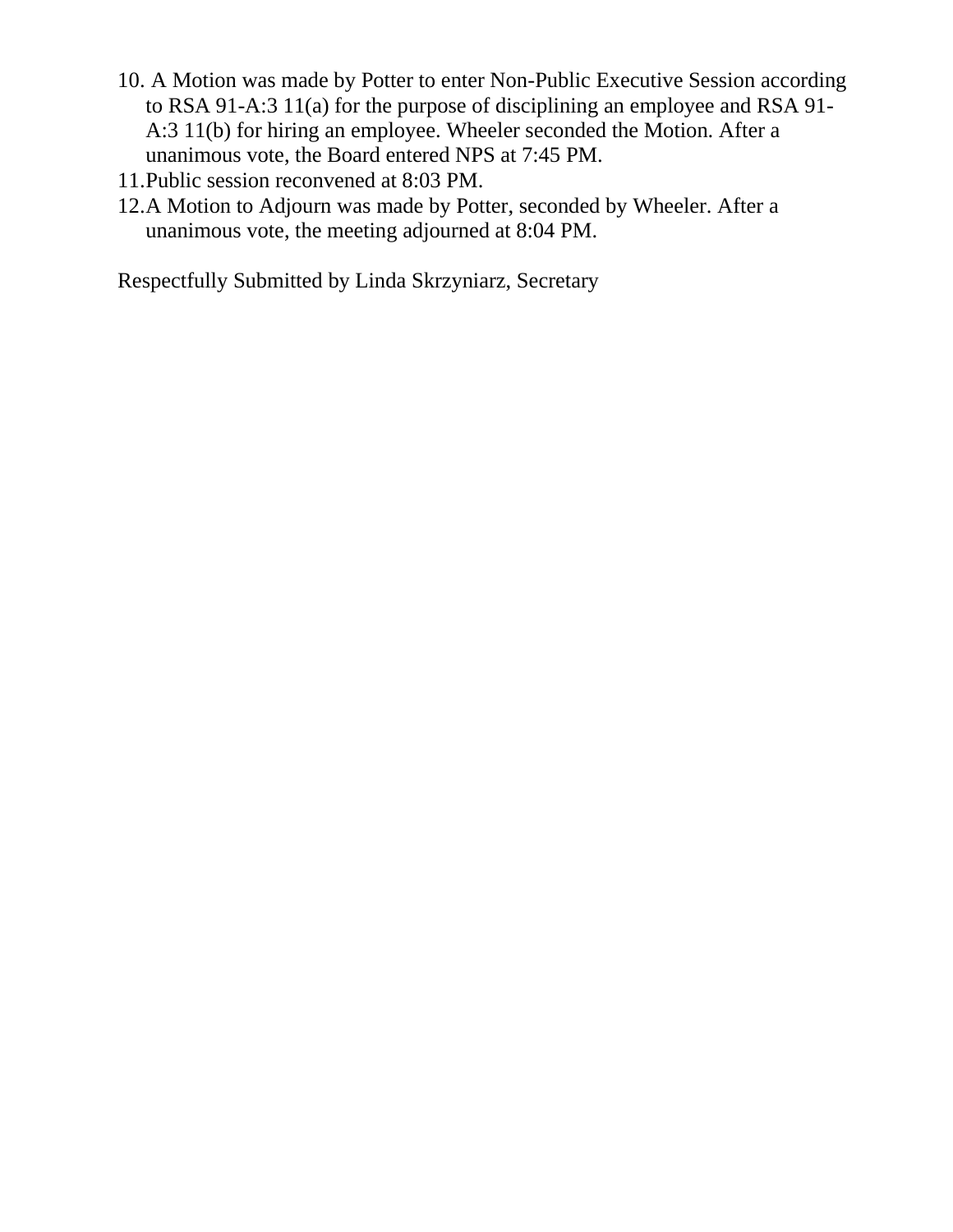10. A Motion was made by Potter to enter Non-Public Executive Session according to RSA 91-A:3 11(a) for the purpose of disciplining an employee and RSA 91-A:3 11(b) for hiring an employee. Wheeler seconded the Motion. After a unanimous vote, the Board entered NPS at 7:45 PM.
11. Public session reconvened at 8:03 PM.
12. A Motion to Adjourn was made by Potter, seconded by Wheeler. After a unanimous vote, the meeting adjourned at 8:04 PM.

Respectfully Submitted by Linda Skrzyniarz, Secretary